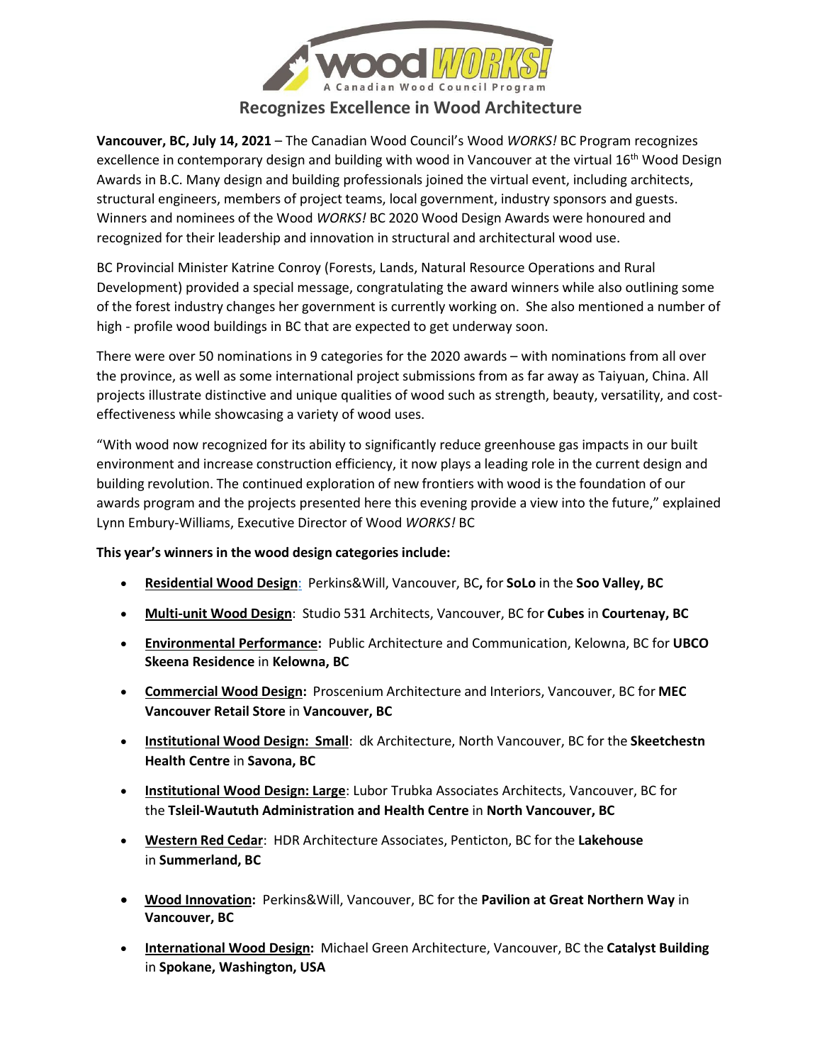# Wood *WORKS!* A Canadian Wood Council Program Recognizes Excellence in Wood Architecture

**Vancouver, BC, July 14, 2021** – The Canadian Wood Council's Wood *WORKS!* BC Program recognizes excellence in contemporary design and building with wood in Vancouver at the virtual 16th Wood Design Awards in B.C. Many design and building professionals joined the virtual event, including architects, structural engineers, members of project teams, local government, industry sponsors and guests. Winners and nominees of the Wood *WORKS!* BC 2020 Wood Design Awards were honoured and recognized for their leadership and innovation in structural and architectural wood use.

BC Provincial Minister Katrine Conroy (Forests, Lands, Natural Resource Operations and Rural Development) provided a special message, congratulating the award winners while also outlining some of the forest industry changes her government is currently working on. She also mentioned a number of high - profile wood buildings in BC that are expected to get underway soon.

There were over 50 nominations in 9 categories for the 2020 awards – with nominations from all over the province, as well as some international project submissions from as far away as Taiyuan, China. All projects illustrate distinctive and unique qualities of wood such as strength, beauty, versatility, and cost-effectiveness while showcasing a variety of wood uses.

"With wood now recognized for its ability to significantly reduce greenhouse gas impacts in our built environment and increase construction efficiency, it now plays a leading role in the current design and building revolution. The continued exploration of new frontiers with wood is the foundation of our awards program and the projects presented here this evening provide a view into the future," explained Lynn Embury-Williams, Executive Director of Wood *WORKS!* BC

**This year's winners in the wood design categories include:**

- **Residential Wood Design**: Perkins&Will, Vancouver, BC**,** for **SoLo** in the **Soo Valley, BC**
- **Multi-unit Wood Design**: Studio 531 Architects, Vancouver, BC for **Cubes** in **Courtenay, BC**
- **Environmental Performance:** Public Architecture and Communication, Kelowna, BC for **UBCO Skeena Residence** in **Kelowna, BC**
- **Commercial Wood Design:** Proscenium Architecture and Interiors, Vancouver, BC for **MEC Vancouver Retail Store** in **Vancouver, BC**
- **Institutional Wood Design: Small**: dk Architecture, North Vancouver, BC for the **Skeetchestn Health Centre** in **Savona, BC**
- **Institutional Wood Design: Large**: Lubor Trubka Associates Architects, Vancouver, BC for the **Tsleil-Waututh Administration and Health Centre** in **North Vancouver, BC**
- **Western Red Cedar**: HDR Architecture Associates, Penticton, BC for the **Lakehouse** in **Summerland, BC**
- **Wood Innovation:** Perkins&Will, Vancouver, BC for the **Pavilion at Great Northern Way** in **Vancouver, BC**
- **International Wood Design:** Michael Green Architecture, Vancouver, BC the **Catalyst Building** in **Spokane, Washington, USA**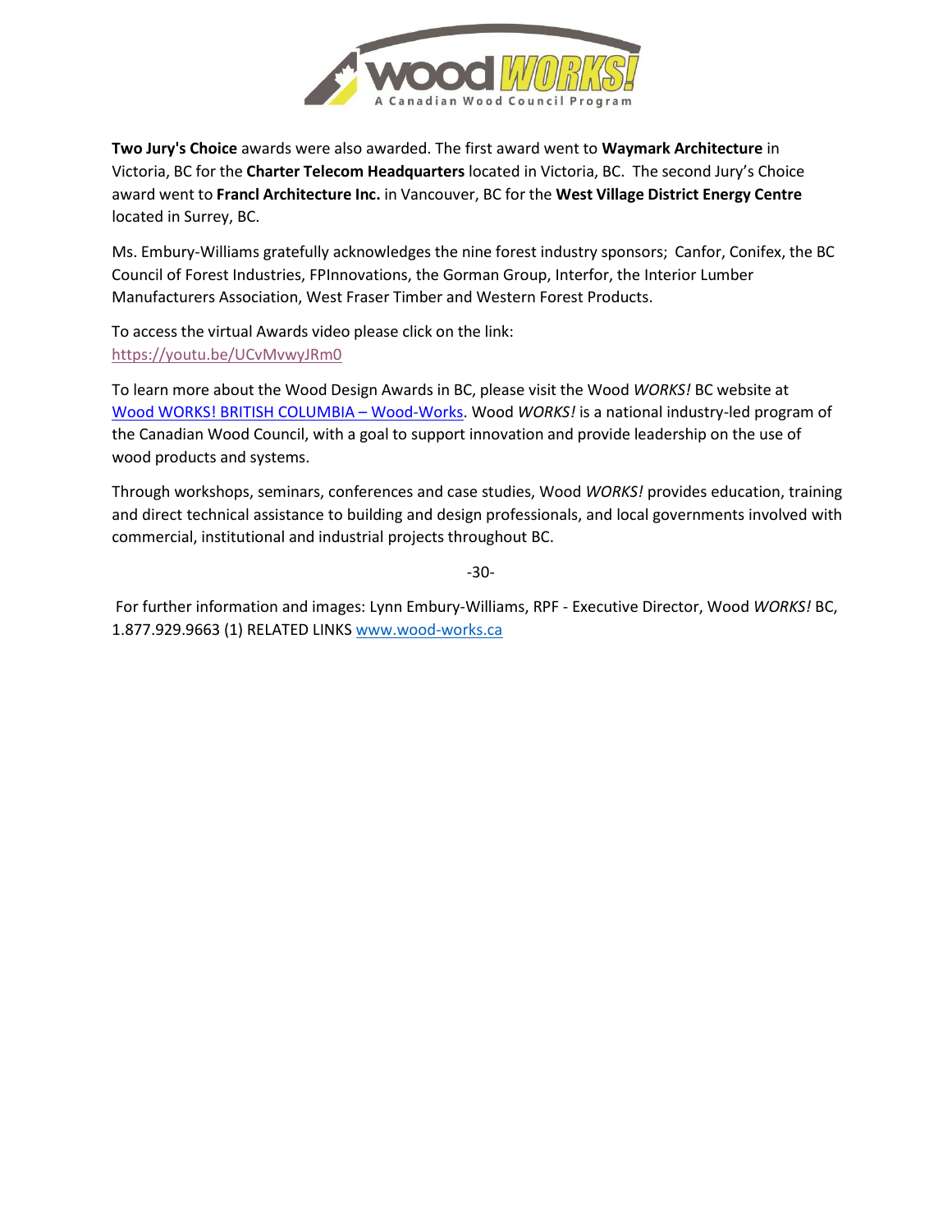**Two Jury's Choice** awards were also awarded. The first award went to **Waymark Architecture** in Victoria, BC for the **Charter Telecom Headquarters** located in Victoria, BC. The second Jury's Choice award went to **Francl Architecture Inc.** in Vancouver, BC for the **West Village District Energy Centre** located in Surrey, BC.

Ms. Embury-Williams gratefully acknowledges the nine forest industry sponsors; Canfor, Conifex, the BC Council of Forest Industries, FPInnovations, the Gorman Group, Interfor, the Interior Lumber Manufacturers Association, West Fraser Timber and Western Forest Products.

To access the virtual Awards video please click on the link:
https://youtu.be/UCvMvwyJRm0

To learn more about the Wood Design Awards in BC, please visit the Wood *WORKS!* BC website at Wood WORKS! BRITISH COLUMBIA – Wood-Works. Wood *WORKS!* is a national industry-led program of the Canadian Wood Council, with a goal to support innovation and provide leadership on the use of wood products and systems.

Through workshops, seminars, conferences and case studies, Wood *WORKS!* provides education, training and direct technical assistance to building and design professionals, and local governments involved with commercial, institutional and industrial projects throughout BC.

-30-

For further information and images: Lynn Embury-Williams, RPF - Executive Director, Wood *WORKS!* BC, 1.877.929.9663 (1) RELATED LINKS www.wood-works.ca